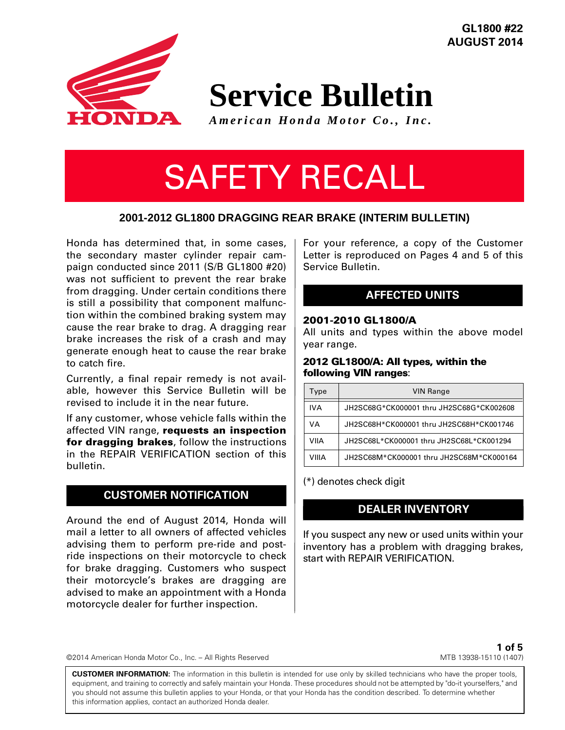GL1800 #22
AUGUST 2014

# Service Bulletin

*American Honda Motor Co., Inc.*

# SAFETY RECALL

## 2001-2012 GL1800 DRAGGING REAR BRAKE (INTERIM BULLETIN)

Honda has determined that, in some cases, the secondary master cylinder repair campaign conducted since 2011 (S/B GL1800 #20) was not sufficient to prevent the rear brake from dragging. Under certain conditions there is still a possibility that component malfunction within the combined braking system may cause the rear brake to drag. A dragging rear brake increases the risk of a crash and may generate enough heat to cause the rear brake to catch fire.

Currently, a final repair remedy is not available, however this Service Bulletin will be revised to include it in the near future.

If any customer, whose vehicle falls within the affected VIN range, **requests an inspection for dragging brakes**, follow the instructions in the REPAIR VERIFICATION section of this bulletin.

## CUSTOMER NOTIFICATION

Around the end of August 2014, Honda will mail a letter to all owners of affected vehicles advising them to perform pre-ride and post-ride inspections on their motorcycle to check for brake dragging. Customers who suspect their motorcycle's brakes are dragging are advised to make an appointment with a Honda motorcycle dealer for further inspection.

For your reference, a copy of the Customer Letter is reproduced on Pages 4 and 5 of this Service Bulletin.

## AFFECTED UNITS

**2001-2010 GL1800/A**
All units and types within the above model year range.

**2012 GL1800/A: All types, within the following VIN ranges**:

| Type | VIN Range |
|---|---|
| IVA | JH2SC68G*CK000001 thru JH2SC68G*CK002608 |
| VA | JH2SC68H*CK000001 thru JH2SC68H*CK001746 |
| VIIA | JH2SC68L*CK000001 thru JH2SC68L*CK001294 |
| VIIIA | JH2SC68M*CK000001 thru JH2SC68M*CK000164 |

(*) denotes check digit

## DEALER INVENTORY

If you suspect any new or used units within your inventory has a problem with dragging brakes, start with REPAIR VERIFICATION.

©2014 American Honda Motor Co., Inc. – All Rights Reserved

MTB 13938-15110 (1407)

**CUSTOMER INFORMATION:** The information in this bulletin is intended for use only by skilled technicians who have the proper tools, equipment, and training to correctly and safely maintain your Honda. These procedures should not be attempted by "do-it yourselfers," and you should not assume this bulletin applies to your Honda, or that your Honda has the condition described. To determine whether this information applies, contact an authorized Honda dealer.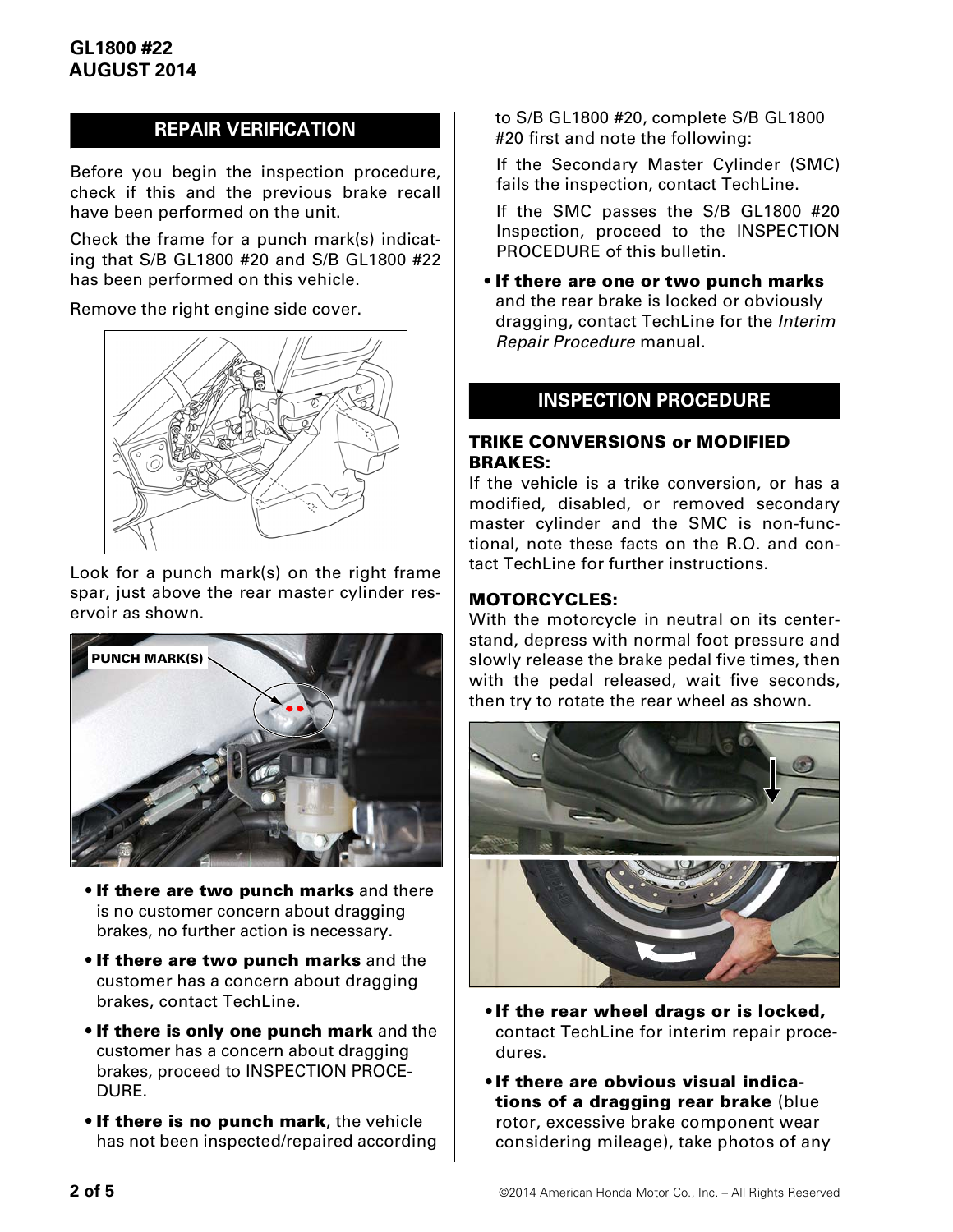## REPAIR VERIFICATION

Before you begin the inspection procedure, check if this and the previous brake recall have been performed on the unit.

Check the frame for a punch mark(s) indicating that S/B GL1800 #20 and S/B GL1800 #22 has been performed on this vehicle.

Remove the right engine side cover.

Look for a punch mark(s) on the right frame spar, just above the rear master cylinder reservoir as shown.

PUNCH MARK(S)

- **If there are two punch marks** and there is no customer concern about dragging brakes, no further action is necessary.
- **If there are two punch marks** and the customer has a concern about dragging brakes, contact TechLine.
- **If there is only one punch mark** and the customer has a concern about dragging brakes, proceed to INSPECTION PROCEDURE.
- **If there is no punch mark**, the vehicle has not been inspected/repaired according to S/B GL1800 #20, complete S/B GL1800 #20 first and note the following:

  If the Secondary Master Cylinder (SMC) fails the inspection, contact TechLine.

  If the SMC passes the S/B GL1800 #20 Inspection, proceed to the INSPECTION PROCEDURE of this bulletin.
- **If there are one or two punch marks** and the rear brake is locked or obviously dragging, contact TechLine for the *Interim Repair Procedure* manual.

## INSPECTION PROCEDURE

### TRIKE CONVERSIONS or MODIFIED BRAKES:

If the vehicle is a trike conversion, or has a modified, disabled, or removed secondary master cylinder and the SMC is non-functional, note these facts on the R.O. and contact TechLine for further instructions.

### MOTORCYCLES:

With the motorcycle in neutral on its centerstand, depress with normal foot pressure and slowly release the brake pedal five times, then with the pedal released, wait five seconds, then try to rotate the rear wheel as shown.

- **If the rear wheel drags or is locked,** contact TechLine for interim repair procedures.
- **If there are obvious visual indications of a dragging rear brake** (blue rotor, excessive brake component wear considering mileage), take photos of any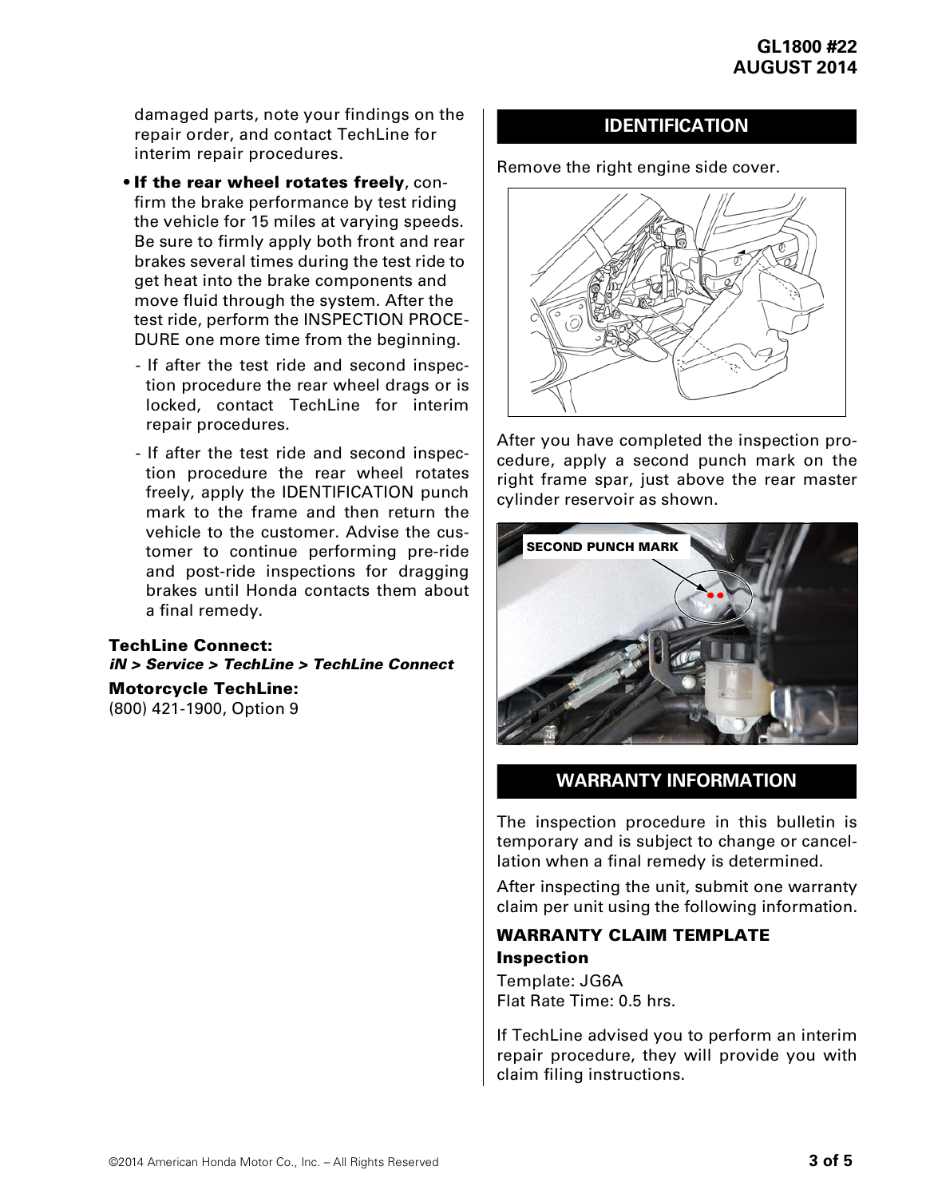damaged parts, note your findings on the repair order, and contact TechLine for interim repair procedures.

- **If the rear wheel rotates freely**, confirm the brake performance by test riding the vehicle for 15 miles at varying speeds. Be sure to firmly apply both front and rear brakes several times during the test ride to get heat into the brake components and move fluid through the system. After the test ride, perform the INSPECTION PROCEDURE one more time from the beginning.
  - If after the test ride and second inspection procedure the rear wheel drags or is locked, contact TechLine for interim repair procedures.
  - If after the test ride and second inspection procedure the rear wheel rotates freely, apply the IDENTIFICATION punch mark to the frame and then return the vehicle to the customer. Advise the customer to continue performing pre-ride and post-ride inspections for dragging brakes until Honda contacts them about a final remedy.

**TechLine Connect:**
***iN > Service > TechLine > TechLine Connect***

**Motorcycle TechLine:**
(800) 421-1900, Option 9

## IDENTIFICATION

Remove the right engine side cover.

After you have completed the inspection procedure, apply a second punch mark on the right frame spar, just above the rear master cylinder reservoir as shown.

SECOND PUNCH MARK

## WARRANTY INFORMATION

The inspection procedure in this bulletin is temporary and is subject to change or cancellation when a final remedy is determined.

After inspecting the unit, submit one warranty claim per unit using the following information.

### WARRANTY CLAIM TEMPLATE

**Inspection**

Template: JG6A
Flat Rate Time: 0.5 hrs.

If TechLine advised you to perform an interim repair procedure, they will provide you with claim filing instructions.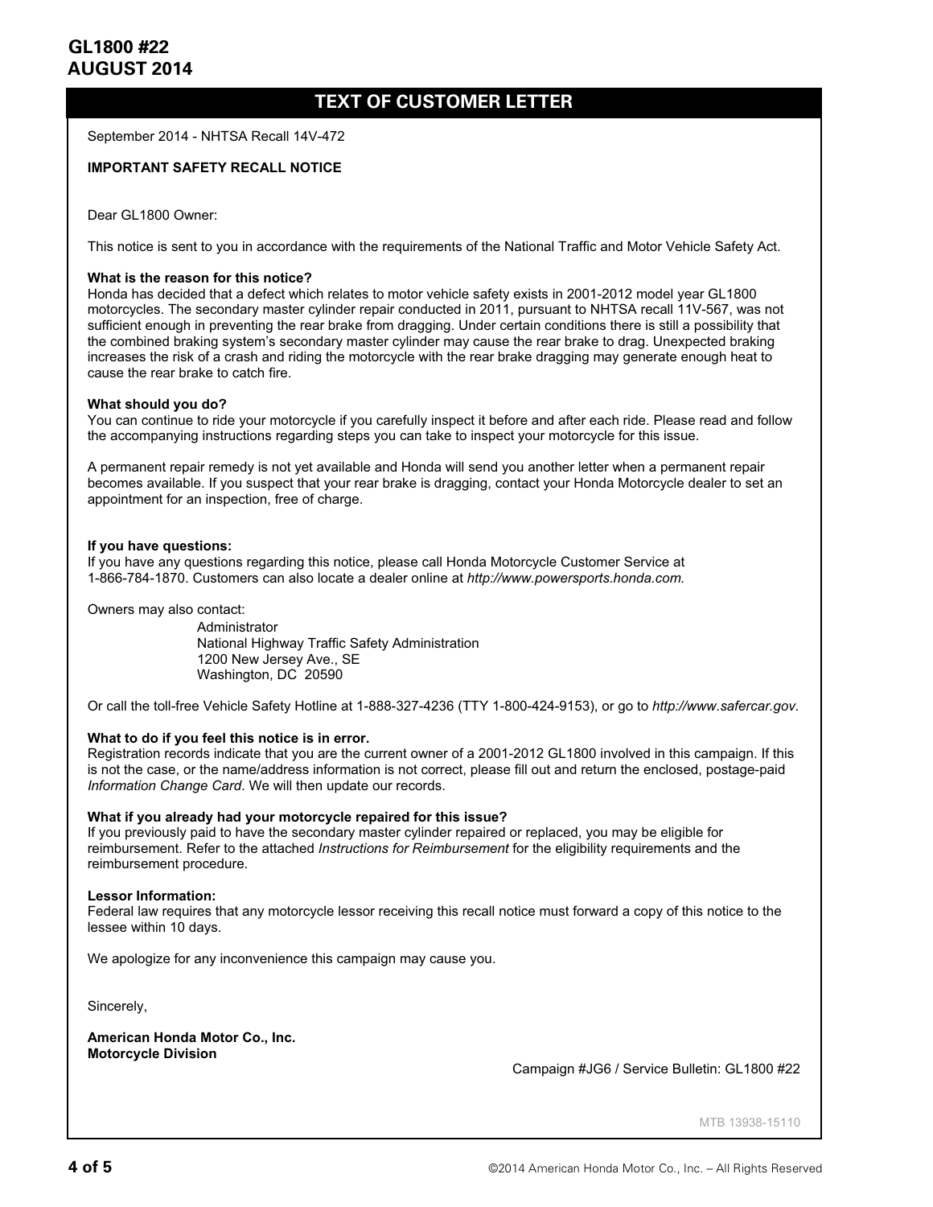# TEXT OF CUSTOMER LETTER

September 2014 - NHTSA Recall 14V-472

**IMPORTANT SAFETY RECALL NOTICE**

Dear GL1800 Owner:

This notice is sent to you in accordance with the requirements of the National Traffic and Motor Vehicle Safety Act.

**What is the reason for this notice?**
Honda has decided that a defect which relates to motor vehicle safety exists in 2001-2012 model year GL1800 motorcycles. The secondary master cylinder repair conducted in 2011, pursuant to NHTSA recall 11V-567, was not sufficient enough in preventing the rear brake from dragging. Under certain conditions there is still a possibility that the combined braking system's secondary master cylinder may cause the rear brake to drag. Unexpected braking increases the risk of a crash and riding the motorcycle with the rear brake dragging may generate enough heat to cause the rear brake to catch fire.

**What should you do?**
You can continue to ride your motorcycle if you carefully inspect it before and after each ride. Please read and follow the accompanying instructions regarding steps you can take to inspect your motorcycle for this issue.

A permanent repair remedy is not yet available and Honda will send you another letter when a permanent repair becomes available. If you suspect that your rear brake is dragging, contact your Honda Motorcycle dealer to set an appointment for an inspection, free of charge.

**If you have questions:**
If you have any questions regarding this notice, please call Honda Motorcycle Customer Service at 1-866-784-1870. Customers can also locate a dealer online at *http://www.powersports.honda.com.*

Owners may also contact:

Administrator
National Highway Traffic Safety Administration
1200 New Jersey Ave., SE
Washington, DC 20590

Or call the toll-free Vehicle Safety Hotline at 1-888-327-4236 (TTY 1-800-424-9153), or go to *http://www.safercar.gov.*

**What to do if you feel this notice is in error.**
Registration records indicate that you are the current owner of a 2001-2012 GL1800 involved in this campaign. If this is not the case, or the name/address information is not correct, please fill out and return the enclosed, postage-paid *Information Change Card*. We will then update our records.

**What if you already had your motorcycle repaired for this issue?**
If you previously paid to have the secondary master cylinder repaired or replaced, you may be eligible for reimbursement. Refer to the attached *Instructions for Reimbursement* for the eligibility requirements and the reimbursement procedure.

**Lessor Information:**
Federal law requires that any motorcycle lessor receiving this recall notice must forward a copy of this notice to the lessee within 10 days.

We apologize for any inconvenience this campaign may cause you.

Sincerely,

**American Honda Motor Co., Inc.**
**Motorcycle Division**

Campaign #JG6 / Service Bulletin: GL1800 #22

MTB 13938-15110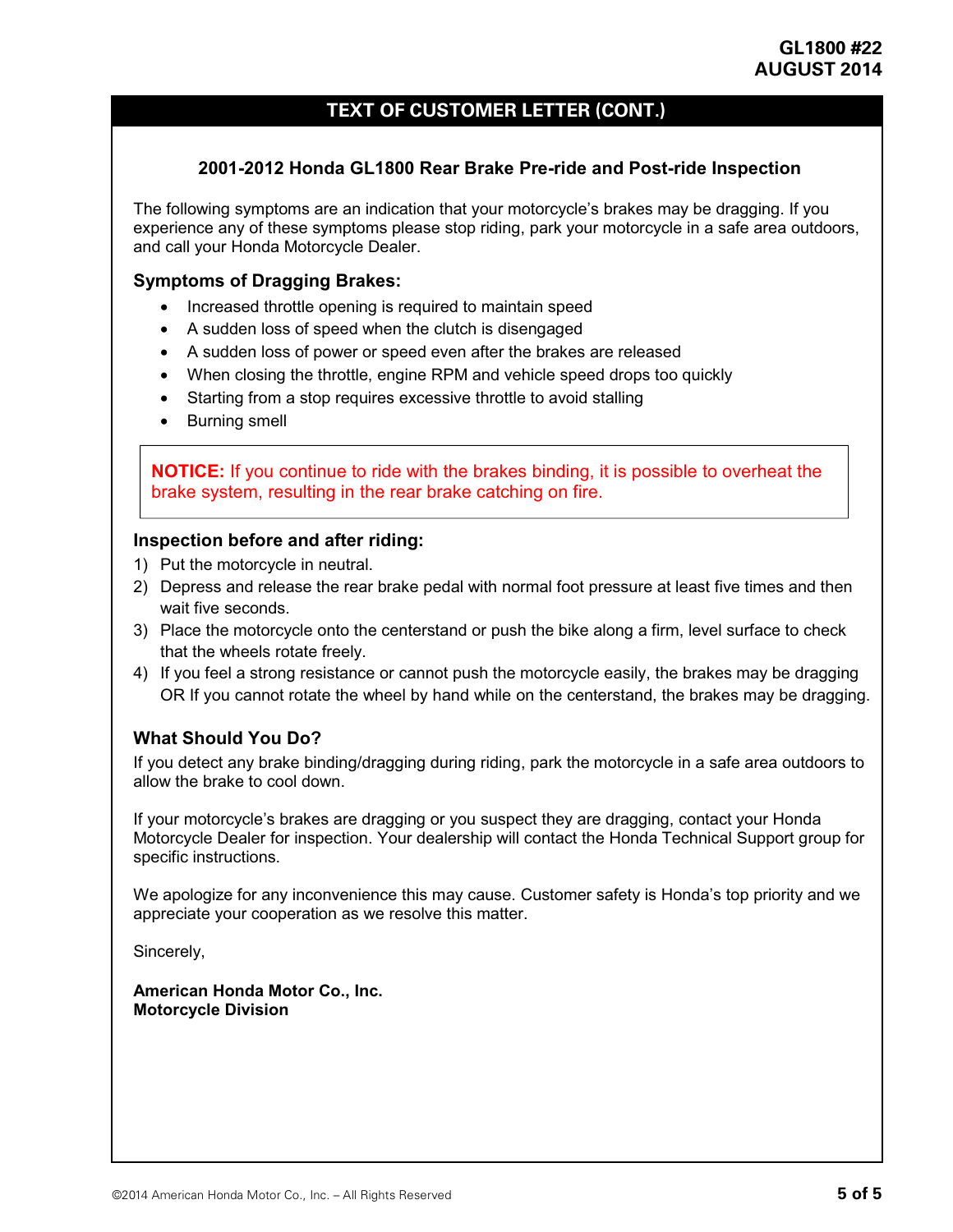## TEXT OF CUSTOMER LETTER (CONT.)

### 2001-2012 Honda GL1800 Rear Brake Pre-ride and Post-ride Inspection

The following symptoms are an indication that your motorcycle's brakes may be dragging. If you experience any of these symptoms please stop riding, park your motorcycle in a safe area outdoors, and call your Honda Motorcycle Dealer.

### Symptoms of Dragging Brakes:

- Increased throttle opening is required to maintain speed
- A sudden loss of speed when the clutch is disengaged
- A sudden loss of power or speed even after the brakes are released
- When closing the throttle, engine RPM and vehicle speed drops too quickly
- Starting from a stop requires excessive throttle to avoid stalling
- Burning smell

**NOTICE:** If you continue to ride with the brakes binding, it is possible to overheat the brake system, resulting in the rear brake catching on fire.

### Inspection before and after riding:

1) Put the motorcycle in neutral.
2) Depress and release the rear brake pedal with normal foot pressure at least five times and then wait five seconds.
3) Place the motorcycle onto the centerstand or push the bike along a firm, level surface to check that the wheels rotate freely.
4) If you feel a strong resistance or cannot push the motorcycle easily, the brakes may be dragging OR If you cannot rotate the wheel by hand while on the centerstand, the brakes may be dragging.

### What Should You Do?

If you detect any brake binding/dragging during riding, park the motorcycle in a safe area outdoors to allow the brake to cool down.

If your motorcycle's brakes are dragging or you suspect they are dragging, contact your Honda Motorcycle Dealer for inspection. Your dealership will contact the Honda Technical Support group for specific instructions.

We apologize for any inconvenience this may cause. Customer safety is Honda's top priority and we appreciate your cooperation as we resolve this matter.

Sincerely,

**American Honda Motor Co., Inc.**
**Motorcycle Division**